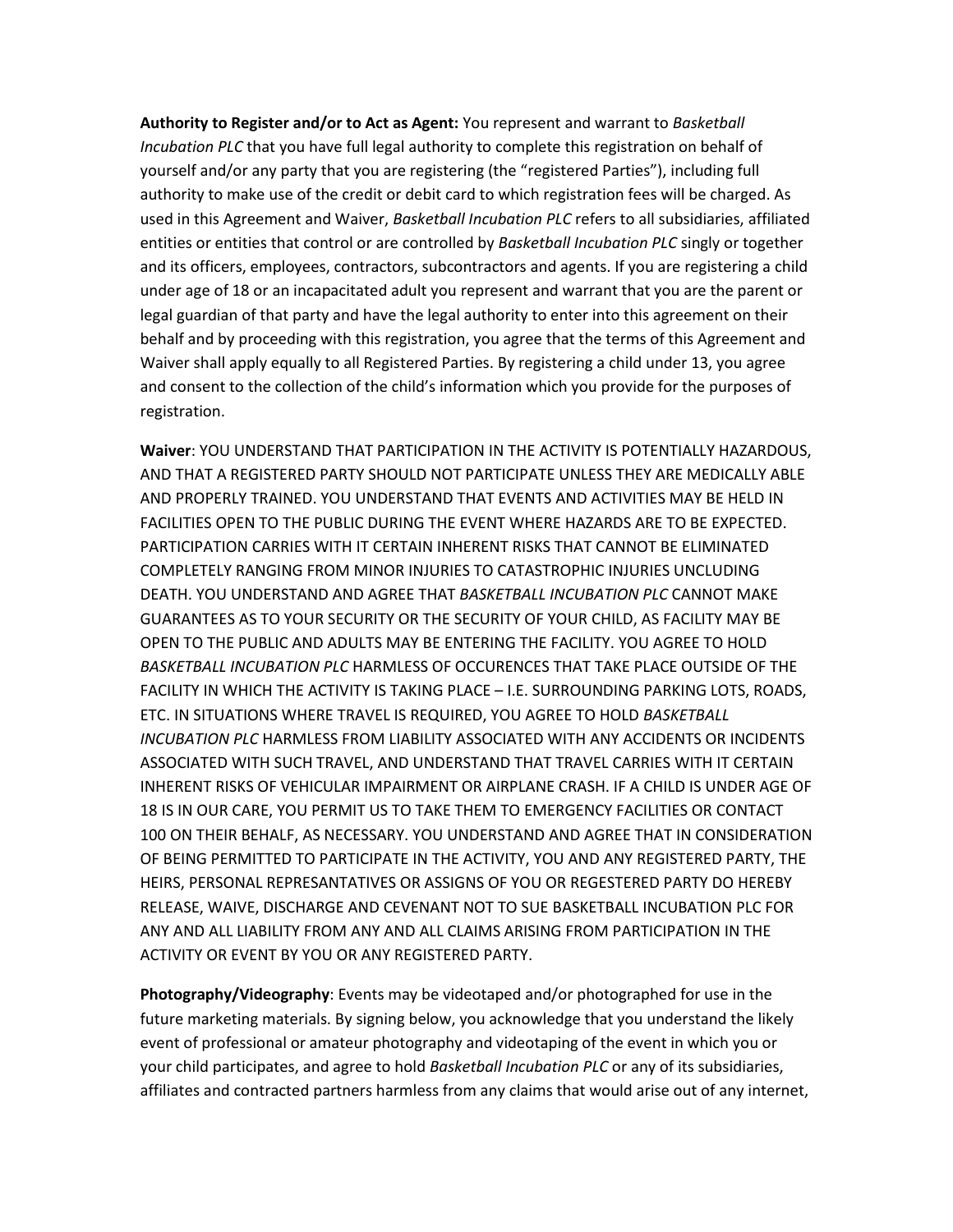**Authority to Register and/or to Act as Agent:** You represent and warrant to *Basketball Incubation PLC* that you have full legal authority to complete this registration on behalf of yourself and/or any party that you are registering (the "registered Parties"), including full authority to make use of the credit or debit card to which registration fees will be charged. As used in this Agreement and Waiver, *Basketball Incubation PLC* refers to all subsidiaries, affiliated entities or entities that control or are controlled by *Basketball Incubation PLC* singly or together and its officers, employees, contractors, subcontractors and agents. If you are registering a child under age of 18 or an incapacitated adult you represent and warrant that you are the parent or legal guardian of that party and have the legal authority to enter into this agreement on their behalf and by proceeding with this registration, you agree that the terms of this Agreement and Waiver shall apply equally to all Registered Parties. By registering a child under 13, you agree and consent to the collection of the child's information which you provide for the purposes of registration.

**Waiver**: YOU UNDERSTAND THAT PARTICIPATION IN THE ACTIVITY IS POTENTIALLY HAZARDOUS, AND THAT A REGISTERED PARTY SHOULD NOT PARTICIPATE UNLESS THEY ARE MEDICALLY ABLE AND PROPERLY TRAINED. YOU UNDERSTAND THAT EVENTS AND ACTIVITIES MAY BE HELD IN FACILITIES OPEN TO THE PUBLIC DURING THE EVENT WHERE HAZARDS ARE TO BE EXPECTED. PARTICIPATION CARRIES WITH IT CERTAIN INHERENT RISKS THAT CANNOT BE ELIMINATED COMPLETELY RANGING FROM MINOR INJURIES TO CATASTROPHIC INJURIES UNCLUDING DEATH. YOU UNDERSTAND AND AGREE THAT *BASKETBALL INCUBATION PLC* CANNOT MAKE GUARANTEES AS TO YOUR SECURITY OR THE SECURITY OF YOUR CHILD, AS FACILITY MAY BE OPEN TO THE PUBLIC AND ADULTS MAY BE ENTERING THE FACILITY. YOU AGREE TO HOLD *BASKETBALL INCUBATION PLC* HARMLESS OF OCCURENCES THAT TAKE PLACE OUTSIDE OF THE FACILITY IN WHICH THE ACTIVITY IS TAKING PLACE – I.E. SURROUNDING PARKING LOTS, ROADS, ETC. IN SITUATIONS WHERE TRAVEL IS REQUIRED, YOU AGREE TO HOLD *BASKETBALL INCUBATION PLC* HARMLESS FROM LIABILITY ASSOCIATED WITH ANY ACCIDENTS OR INCIDENTS ASSOCIATED WITH SUCH TRAVEL, AND UNDERSTAND THAT TRAVEL CARRIES WITH IT CERTAIN INHERENT RISKS OF VEHICULAR IMPAIRMENT OR AIRPLANE CRASH. IF A CHILD IS UNDER AGE OF 18 IS IN OUR CARE, YOU PERMIT US TO TAKE THEM TO EMERGENCY FACILITIES OR CONTACT 100 ON THEIR BEHALF, AS NECESSARY. YOU UNDERSTAND AND AGREE THAT IN CONSIDERATION OF BEING PERMITTED TO PARTICIPATE IN THE ACTIVITY, YOU AND ANY REGISTERED PARTY, THE HEIRS, PERSONAL REPRESANTATIVES OR ASSIGNS OF YOU OR REGESTERED PARTY DO HEREBY RELEASE, WAIVE, DISCHARGE AND CEVENANT NOT TO SUE BASKETBALL INCUBATION PLC FOR ANY AND ALL LIABILITY FROM ANY AND ALL CLAIMS ARISING FROM PARTICIPATION IN THE ACTIVITY OR EVENT BY YOU OR ANY REGISTERED PARTY.

**Photography/Videography**: Events may be videotaped and/or photographed for use in the future marketing materials. By signing below, you acknowledge that you understand the likely event of professional or amateur photography and videotaping of the event in which you or your child participates, and agree to hold *Basketball Incubation PLC* or any of its subsidiaries, affiliates and contracted partners harmless from any claims that would arise out of any internet,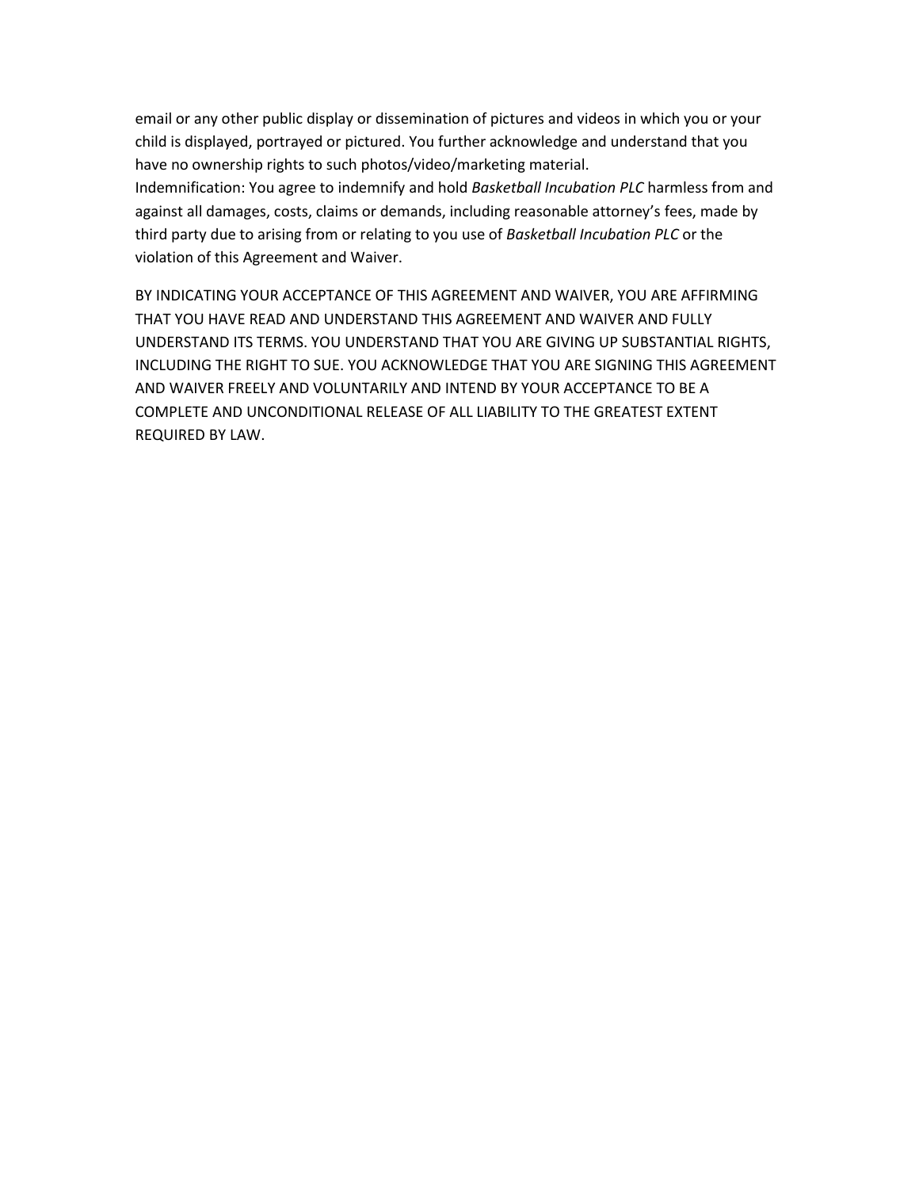email or any other public display or dissemination of pictures and videos in which you or your child is displayed, portrayed or pictured. You further acknowledge and understand that you have no ownership rights to such photos/video/marketing material.
Indemnification: You agree to indemnify and hold *Basketball Incubation PLC* harmless from and against all damages, costs, claims or demands, including reasonable attorney's fees, made by third party due to arising from or relating to you use of *Basketball Incubation PLC* or the violation of this Agreement and Waiver.

BY INDICATING YOUR ACCEPTANCE OF THIS AGREEMENT AND WAIVER, YOU ARE AFFIRMING THAT YOU HAVE READ AND UNDERSTAND THIS AGREEMENT AND WAIVER AND FULLY UNDERSTAND ITS TERMS. YOU UNDERSTAND THAT YOU ARE GIVING UP SUBSTANTIAL RIGHTS, INCLUDING THE RIGHT TO SUE. YOU ACKNOWLEDGE THAT YOU ARE SIGNING THIS AGREEMENT AND WAIVER FREELY AND VOLUNTARILY AND INTEND BY YOUR ACCEPTANCE TO BE A COMPLETE AND UNCONDITIONAL RELEASE OF ALL LIABILITY TO THE GREATEST EXTENT REQUIRED BY LAW.